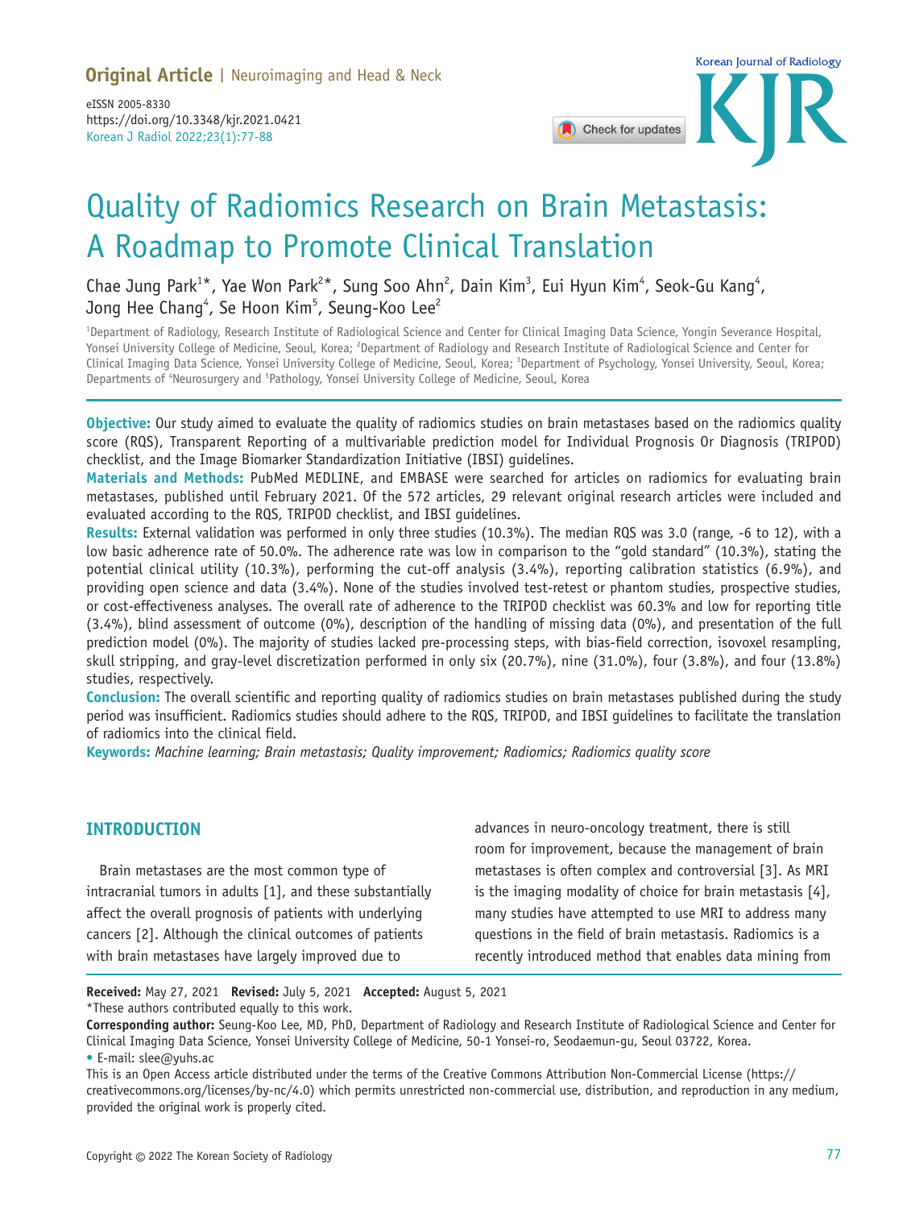**Original Article** | Neuroimaging and Head & Neck

eISSN 2005-8330
https://doi.org/10.3348/kjr.2021.0421
Korean J Radiol 2022;23(1):77-88

# Quality of Radiomics Research on Brain Metastasis: A Roadmap to Promote Clinical Translation

Chae Jung Park[1]*, Yae Won Park[2]*, Sung Soo Ahn[2], Dain Kim[3], Eui Hyun Kim[4], Seok-Gu Kang[4], Jong Hee Chang[4], Se Hoon Kim[5], Seung-Koo Lee[2]

[1]Department of Radiology, Research Institute of Radiological Science and Center for Clinical Imaging Data Science, Yongin Severance Hospital, Yonsei University College of Medicine, Seoul, Korea; [2]Department of Radiology and Research Institute of Radiological Science and Center for Clinical Imaging Data Science, Yonsei University College of Medicine, Seoul, Korea; [3]Department of Psychology, Yonsei University, Seoul, Korea; Departments of [4]Neurosurgery and [5]Pathology, Yonsei University College of Medicine, Seoul, Korea

**Objective:** Our study aimed to evaluate the quality of radiomics studies on brain metastases based on the radiomics quality score (RQS), Transparent Reporting of a multivariable prediction model for Individual Prognosis Or Diagnosis (TRIPOD) checklist, and the Image Biomarker Standardization Initiative (IBSI) guidelines.

**Materials and Methods:** PubMed MEDLINE, and EMBASE were searched for articles on radiomics for evaluating brain metastases, published until February 2021. Of the 572 articles, 29 relevant original research articles were included and evaluated according to the RQS, TRIPOD checklist, and IBSI guidelines.

**Results:** External validation was performed in only three studies (10.3%). The median RQS was 3.0 (range, -6 to 12), with a low basic adherence rate of 50.0%. The adherence rate was low in comparison to the "gold standard" (10.3%), stating the potential clinical utility (10.3%), performing the cut-off analysis (3.4%), reporting calibration statistics (6.9%), and providing open science and data (3.4%). None of the studies involved test-retest or phantom studies, prospective studies, or cost-effectiveness analyses. The overall rate of adherence to the TRIPOD checklist was 60.3% and low for reporting title (3.4%), blind assessment of outcome (0%), description of the handling of missing data (0%), and presentation of the full prediction model (0%). The majority of studies lacked pre-processing steps, with bias-field correction, isovoxel resampling, skull stripping, and gray-level discretization performed in only six (20.7%), nine (31.0%), four (3.8%), and four (13.8%) studies, respectively.

**Conclusion:** The overall scientific and reporting quality of radiomics studies on brain metastases published during the study period was insufficient. Radiomics studies should adhere to the RQS, TRIPOD, and IBSI guidelines to facilitate the translation of radiomics into the clinical field.

**Keywords:** *Machine learning; Brain metastasis; Quality improvement; Radiomics; Radiomics quality score*

## INTRODUCTION

Brain metastases are the most common type of intracranial tumors in adults [1], and these substantially affect the overall prognosis of patients with underlying cancers [2]. Although the clinical outcomes of patients with brain metastases have largely improved due to advances in neuro-oncology treatment, there is still room for improvement, because the management of brain metastases is often complex and controversial [3]. As MRI is the imaging modality of choice for brain metastasis [4], many studies have attempted to use MRI to address many questions in the field of brain metastasis. Radiomics is a recently introduced method that enables data mining from

**Received:** May 27, 2021 **Revised:** July 5, 2021 **Accepted:** August 5, 2021
*These authors contributed equally to this work.
**Corresponding author:** Seung-Koo Lee, MD, PhD, Department of Radiology and Research Institute of Radiological Science and Center for Clinical Imaging Data Science, Yonsei University College of Medicine, 50-1 Yonsei-ro, Seodaemun-gu, Seoul 03722, Korea.
• E-mail: slee@yuhs.ac

This is an Open Access article distributed under the terms of the Creative Commons Attribution Non-Commercial License (https://creativecommons.org/licenses/by-nc/4.0) which permits unrestricted non-commercial use, distribution, and reproduction in any medium, provided the original work is properly cited.

Copyright © 2022 The Korean Society of Radiology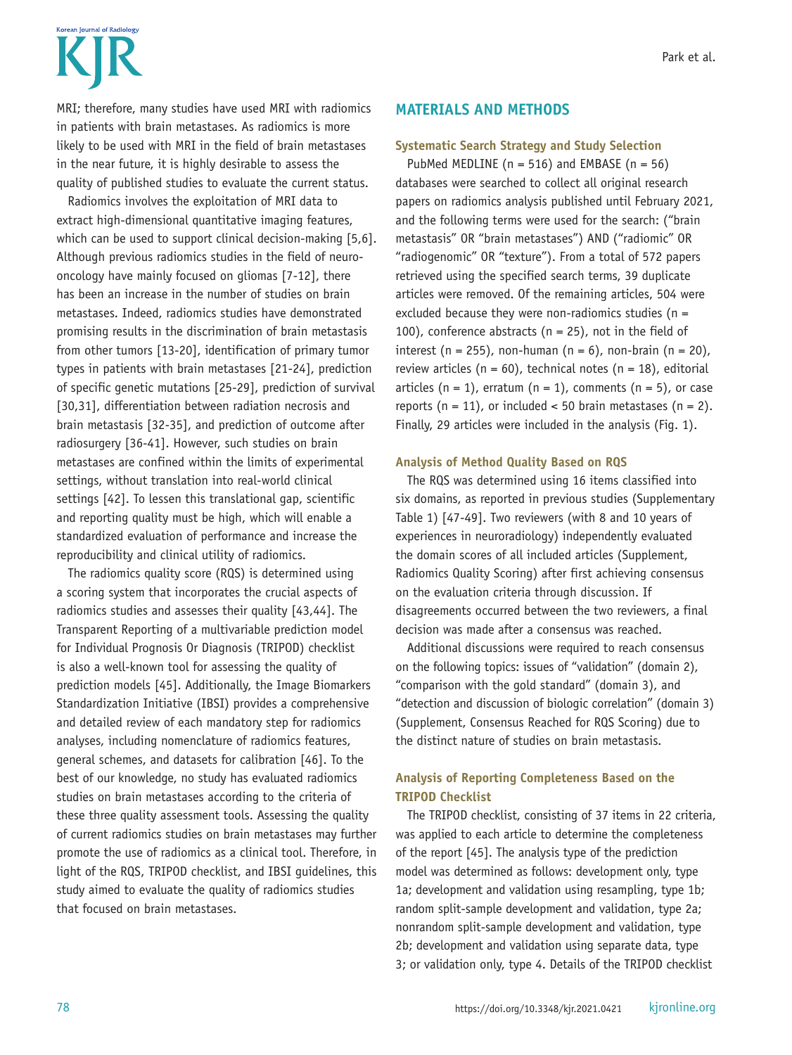MRI; therefore, many studies have used MRI with radiomics in patients with brain metastases. As radiomics is more likely to be used with MRI in the field of brain metastases in the near future, it is highly desirable to assess the quality of published studies to evaluate the current status.

Radiomics involves the exploitation of MRI data to extract high-dimensional quantitative imaging features, which can be used to support clinical decision-making [5,6]. Although previous radiomics studies in the field of neuro-oncology have mainly focused on gliomas [7-12], there has been an increase in the number of studies on brain metastases. Indeed, radiomics studies have demonstrated promising results in the discrimination of brain metastasis from other tumors [13-20], identification of primary tumor types in patients with brain metastases [21-24], prediction of specific genetic mutations [25-29], prediction of survival [30,31], differentiation between radiation necrosis and brain metastasis [32-35], and prediction of outcome after radiosurgery [36-41]. However, such studies on brain metastases are confined within the limits of experimental settings, without translation into real-world clinical settings [42]. To lessen this translational gap, scientific and reporting quality must be high, which will enable a standardized evaluation of performance and increase the reproducibility and clinical utility of radiomics.

The radiomics quality score (RQS) is determined using a scoring system that incorporates the crucial aspects of radiomics studies and assesses their quality [43,44]. The Transparent Reporting of a multivariable prediction model for Individual Prognosis Or Diagnosis (TRIPOD) checklist is also a well-known tool for assessing the quality of prediction models [45]. Additionally, the Image Biomarkers Standardization Initiative (IBSI) provides a comprehensive and detailed review of each mandatory step for radiomics analyses, including nomenclature of radiomics features, general schemes, and datasets for calibration [46]. To the best of our knowledge, no study has evaluated radiomics studies on brain metastases according to the criteria of these three quality assessment tools. Assessing the quality of current radiomics studies on brain metastases may further promote the use of radiomics as a clinical tool. Therefore, in light of the RQS, TRIPOD checklist, and IBSI guidelines, this study aimed to evaluate the quality of radiomics studies that focused on brain metastases.

## MATERIALS AND METHODS

### Systematic Search Strategy and Study Selection

PubMed MEDLINE (n = 516) and EMBASE (n = 56) databases were searched to collect all original research papers on radiomics analysis published until February 2021, and the following terms were used for the search: ("brain metastasis" OR "brain metastases") AND ("radiomic" OR "radiogenomic" OR "texture"). From a total of 572 papers retrieved using the specified search terms, 39 duplicate articles were removed. Of the remaining articles, 504 were excluded because they were non-radiomics studies (n = 100), conference abstracts (n = 25), not in the field of interest (n = 255), non-human (n = 6), non-brain (n = 20), review articles (n = 60), technical notes (n = 18), editorial articles (n = 1), erratum (n = 1), comments (n = 5), or case reports (n = 11), or included < 50 brain metastases (n = 2). Finally, 29 articles were included in the analysis (Fig. 1).

### Analysis of Method Quality Based on RQS

The RQS was determined using 16 items classified into six domains, as reported in previous studies (Supplementary Table 1) [47-49]. Two reviewers (with 8 and 10 years of experiences in neuroradiology) independently evaluated the domain scores of all included articles (Supplement, Radiomics Quality Scoring) after first achieving consensus on the evaluation criteria through discussion. If disagreements occurred between the two reviewers, a final decision was made after a consensus was reached.

Additional discussions were required to reach consensus on the following topics: issues of "validation" (domain 2), "comparison with the gold standard" (domain 3), and "detection and discussion of biologic correlation" (domain 3) (Supplement, Consensus Reached for RQS Scoring) due to the distinct nature of studies on brain metastasis.

### Analysis of Reporting Completeness Based on the TRIPOD Checklist

The TRIPOD checklist, consisting of 37 items in 22 criteria, was applied to each article to determine the completeness of the report [45]. The analysis type of the prediction model was determined as follows: development only, type 1a; development and validation using resampling, type 1b; random split-sample development and validation, type 2a; nonrandom split-sample development and validation, type 2b; development and validation using separate data, type 3; or validation only, type 4. Details of the TRIPOD checklist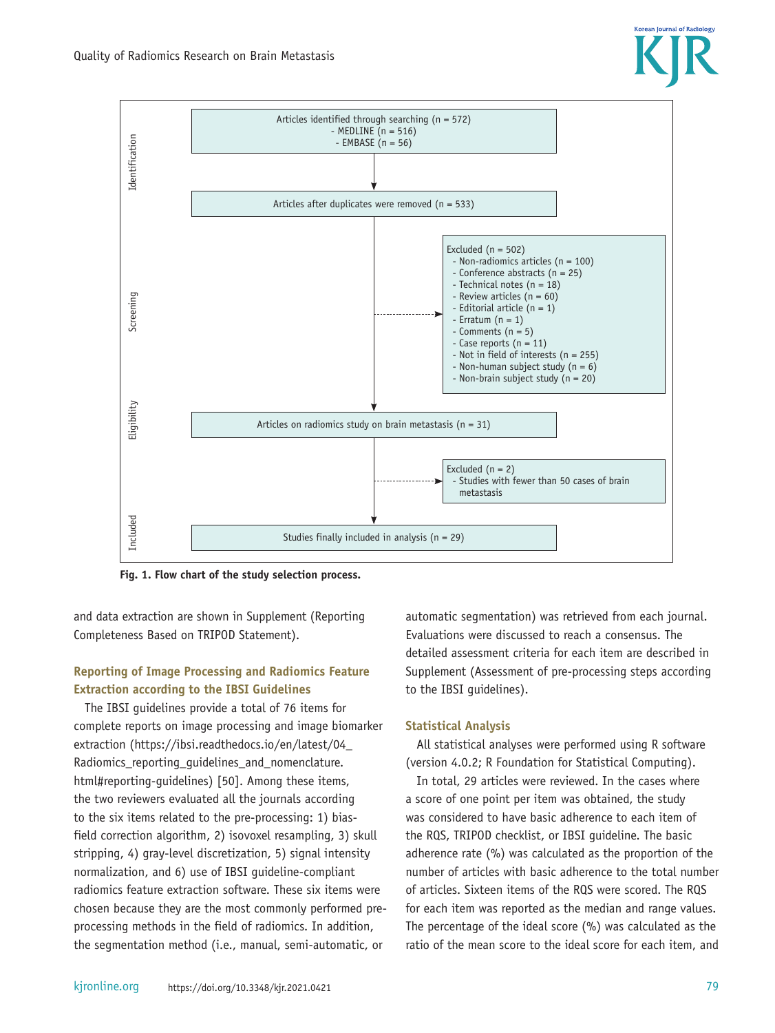Identification

Articles identified through searching (n = 572)
- MEDLINE (n = 516)
- EMBASE (n = 56)

Articles after duplicates were removed (n = 533)

Screening

Excluded (n = 502)
- Non-radiomics articles (n = 100)
- Conference abstracts (n = 25)
- Technical notes (n = 18)
- Review articles (n = 60)
- Editorial article (n = 1)
- Erratum (n = 1)
- Comments (n = 5)
- Case reports (n = 11)
- Not in field of interests (n = 255)
- Non-human subject study (n = 6)
- Non-brain subject study (n = 20)

Eligibility

Articles on radiomics study on brain metastasis (n = 31)

Excluded (n = 2)
- Studies with fewer than 50 cases of brain metastasis

Included

Studies finally included in analysis (n = 29)

**Fig. 1. Flow chart of the study selection process.**

and data extraction are shown in Supplement (Reporting Completeness Based on TRIPOD Statement).

### Reporting of Image Processing and Radiomics Feature Extraction according to the IBSI Guidelines

The IBSI guidelines provide a total of 76 items for complete reports on image processing and image biomarker extraction (https://ibsi.readthedocs.io/en/latest/04_Radiomics_reporting_guidelines_and_nomenclature.html#reporting-guidelines) [50]. Among these items, the two reviewers evaluated all the journals according to the six items related to the pre-processing: 1) bias-field correction algorithm, 2) isovoxel resampling, 3) skull stripping, 4) gray-level discretization, 5) signal intensity normalization, and 6) use of IBSI guideline-compliant radiomics feature extraction software. These six items were chosen because they are the most commonly performed pre-processing methods in the field of radiomics. In addition, the segmentation method (i.e., manual, semi-automatic, or automatic segmentation) was retrieved from each journal. Evaluations were discussed to reach a consensus. The detailed assessment criteria for each item are described in Supplement (Assessment of pre-processing steps according to the IBSI guidelines).

### Statistical Analysis

All statistical analyses were performed using R software (version 4.0.2; R Foundation for Statistical Computing).

In total, 29 articles were reviewed. In the cases where a score of one point per item was obtained, the study was considered to have basic adherence to each item of the RQS, TRIPOD checklist, or IBSI guideline. The basic adherence rate (%) was calculated as the proportion of the number of articles with basic adherence to the total number of articles. Sixteen items of the RQS were scored. The RQS for each item was reported as the median and range values. The percentage of the ideal score (%) was calculated as the ratio of the mean score to the ideal score for each item, and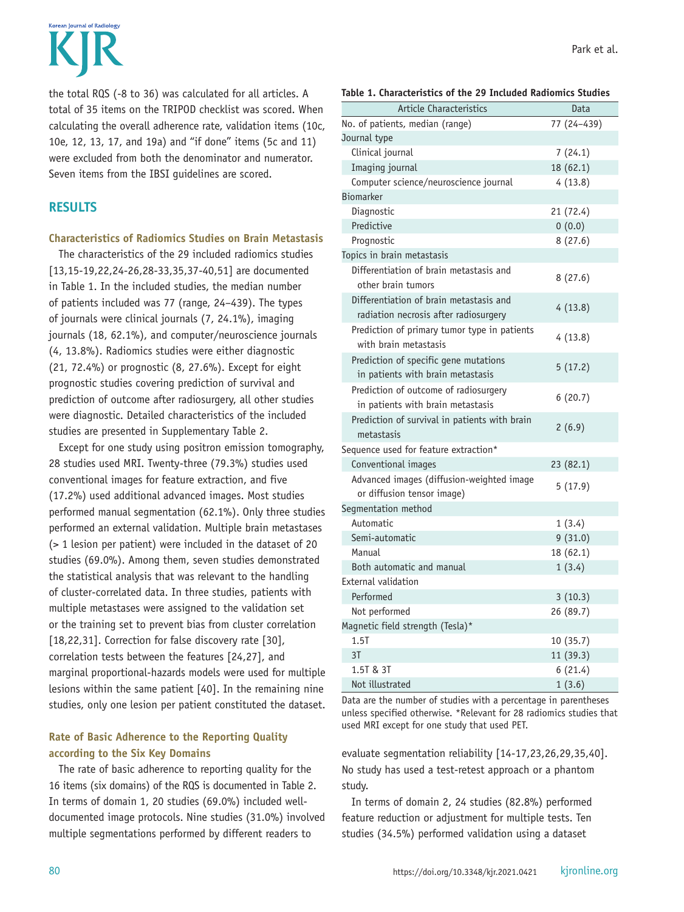the total RQS (-8 to 36) was calculated for all articles. A total of 35 items on the TRIPOD checklist was scored. When calculating the overall adherence rate, validation items (10c, 10e, 12, 13, 17, and 19a) and "if done" items (5c and 11) were excluded from both the denominator and numerator. Seven items from the IBSI guidelines are scored.

## RESULTS

### Characteristics of Radiomics Studies on Brain Metastasis

The characteristics of the 29 included radiomics studies [13,15-19,22,24-26,28-33,35,37-40,51] are documented in Table 1. In the included studies, the median number of patients included was 77 (range, 24–439). The types of journals were clinical journals (7, 24.1%), imaging journals (18, 62.1%), and computer/neuroscience journals (4, 13.8%). Radiomics studies were either diagnostic (21, 72.4%) or prognostic (8, 27.6%). Except for eight prognostic studies covering prediction of survival and prediction of outcome after radiosurgery, all other studies were diagnostic. Detailed characteristics of the included studies are presented in Supplementary Table 2.

Except for one study using positron emission tomography, 28 studies used MRI. Twenty-three (79.3%) studies used conventional images for feature extraction, and five (17.2%) used additional advanced images. Most studies performed manual segmentation (62.1%). Only three studies performed an external validation. Multiple brain metastases (> 1 lesion per patient) were included in the dataset of 20 studies (69.0%). Among them, seven studies demonstrated the statistical analysis that was relevant to the handling of cluster-correlated data. In three studies, patients with multiple metastases were assigned to the validation set or the training set to prevent bias from cluster correlation [18,22,31]. Correction for false discovery rate [30], correlation tests between the features [24,27], and marginal proportional-hazards models were used for multiple lesions within the same patient [40]. In the remaining nine studies, only one lesion per patient constituted the dataset.

**Table 1. Characteristics of the 29 Included Radiomics Studies**

| Article Characteristics | Data |
|---|---|
| No. of patients, median (range) | 77 (24–439) |
| Journal type | |
| Clinical journal | 7 (24.1) |
| Imaging journal | 18 (62.1) |
| Computer science/neuroscience journal | 4 (13.8) |
| Biomarker | |
| Diagnostic | 21 (72.4) |
| Predictive | 0 (0.0) |
| Prognostic | 8 (27.6) |
| Topics in brain metastasis | |
| Differentiation of brain metastasis and other brain tumors | 8 (27.6) |
| Differentiation of brain metastasis and radiation necrosis after radiosurgery | 4 (13.8) |
| Prediction of primary tumor type in patients with brain metastasis | 4 (13.8) |
| Prediction of specific gene mutations in patients with brain metastasis | 5 (17.2) |
| Prediction of outcome of radiosurgery in patients with brain metastasis | 6 (20.7) |
| Prediction of survival in patients with brain metastasis | 2 (6.9) |
| Sequence used for feature extraction* | |
| Conventional images | 23 (82.1) |
| Advanced images (diffusion-weighted image or diffusion tensor image) | 5 (17.9) |
| Segmentation method | |
| Automatic | 1 (3.4) |
| Semi-automatic | 9 (31.0) |
| Manual | 18 (62.1) |
| Both automatic and manual | 1 (3.4) |
| External validation | |
| Performed | 3 (10.3) |
| Not performed | 26 (89.7) |
| Magnetic field strength (Tesla)* | |
| 1.5T | 10 (35.7) |
| 3T | 11 (39.3) |
| 1.5T & 3T | 6 (21.4) |
| Not illustrated | 1 (3.6) |

Data are the number of studies with a percentage in parentheses unless specified otherwise. *Relevant for 28 radiomics studies that used MRI except for one study that used PET.

### Rate of Basic Adherence to the Reporting Quality according to the Six Key Domains

The rate of basic adherence to reporting quality for the 16 items (six domains) of the RQS is documented in Table 2. In terms of domain 1, 20 studies (69.0%) included well-documented image protocols. Nine studies (31.0%) involved multiple segmentations performed by different readers to evaluate segmentation reliability [14-17,23,26,29,35,40]. No study has used a test-retest approach or a phantom study.

In terms of domain 2, 24 studies (82.8%) performed feature reduction or adjustment for multiple tests. Ten studies (34.5%) performed validation using a dataset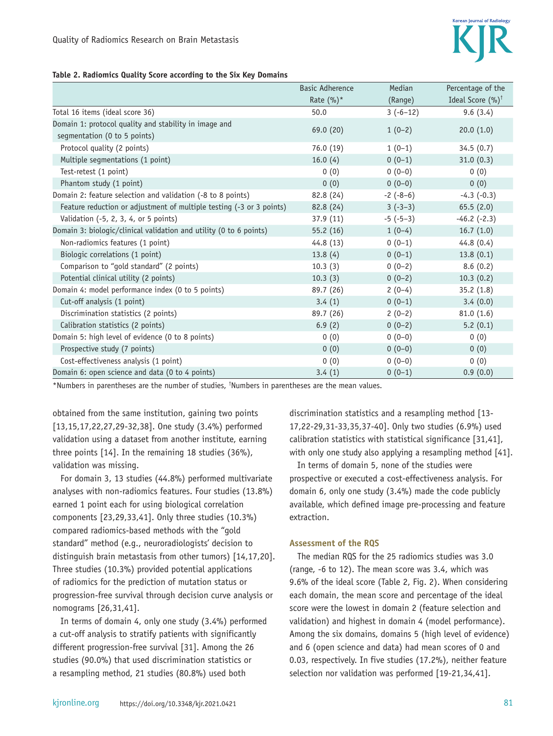**Table 2. Radiomics Quality Score according to the Six Key Domains**

| | Basic Adherence Rate (%)* | Median (Range) | Percentage of the Ideal Score (%)[†] |
|---|---|---|---|
| Total 16 items (ideal score 36) | 50.0 | 3 (-6–12) | 9.6 (3.4) |
| Domain 1: protocol quality and stability in image and segmentation (0 to 5 points) | 69.0 (20) | 1 (0–2) | 20.0 (1.0) |
| Protocol quality (2 points) | 76.0 (19) | 1 (0–1) | 34.5 (0.7) |
| Multiple segmentations (1 point) | 16.0 (4) | 0 (0–1) | 31.0 (0.3) |
| Test-retest (1 point) | 0 (0) | 0 (0–0) | 0 (0) |
| Phantom study (1 point) | 0 (0) | 0 (0–0) | 0 (0) |
| Domain 2: feature selection and validation (-8 to 8 points) | 82.8 (24) | -2 (-8–6) | -4.3 (-0.3) |
| Feature reduction or adjustment of multiple testing (-3 or 3 points) | 82.8 (24) | 3 (-3–3) | 65.5 (2.0) |
| Validation (-5, 2, 3, 4, or 5 points) | 37.9 (11) | -5 (-5–3) | -46.2 (-2.3) |
| Domain 3: biologic/clinical validation and utility (0 to 6 points) | 55.2 (16) | 1 (0–4) | 16.7 (1.0) |
| Non-radiomics features (1 point) | 44.8 (13) | 0 (0–1) | 44.8 (0.4) |
| Biologic correlations (1 point) | 13.8 (4) | 0 (0–1) | 13.8 (0.1) |
| Comparison to "gold standard" (2 points) | 10.3 (3) | 0 (0–2) | 8.6 (0.2) |
| Potential clinical utility (2 points) | 10.3 (3) | 0 (0–2) | 10.3 (0.2) |
| Domain 4: model performance index (0 to 5 points) | 89.7 (26) | 2 (0–4) | 35.2 (1.8) |
| Cut-off analysis (1 point) | 3.4 (1) | 0 (0–1) | 3.4 (0.0) |
| Discrimination statistics (2 points) | 89.7 (26) | 2 (0–2) | 81.0 (1.6) |
| Calibration statistics (2 points) | 6.9 (2) | 0 (0–2) | 5.2 (0.1) |
| Domain 5: high level of evidence (0 to 8 points) | 0 (0) | 0 (0–0) | 0 (0) |
| Prospective study (7 points) | 0 (0) | 0 (0–0) | 0 (0) |
| Cost-effectiveness analysis (1 point) | 0 (0) | 0 (0–0) | 0 (0) |
| Domain 6: open science and data (0 to 4 points) | 3.4 (1) | 0 (0–1) | 0.9 (0.0) |

*Numbers in parentheses are the number of studies, [†]Numbers in parentheses are the mean values.

obtained from the same institution, gaining two points [13,15,17,22,27,29-32,38]. One study (3.4%) performed validation using a dataset from another institute, earning three points [14]. In the remaining 18 studies (36%), validation was missing.

For domain 3, 13 studies (44.8%) performed multivariate analyses with non-radiomics features. Four studies (13.8%) earned 1 point each for using biological correlation components [23,29,33,41]. Only three studies (10.3%) compared radiomics-based methods with the "gold standard" method (e.g., neuroradiologists' decision to distinguish brain metastasis from other tumors) [14,17,20]. Three studies (10.3%) provided potential applications of radiomics for the prediction of mutation status or progression-free survival through decision curve analysis or nomograms [26,31,41].

In terms of domain 4, only one study (3.4%) performed a cut-off analysis to stratify patients with significantly different progression-free survival [31]. Among the 26 studies (90.0%) that used discrimination statistics or a resampling method, 21 studies (80.8%) used both discrimination statistics and a resampling method [13-17,22-29,31-33,35,37-40]. Only two studies (6.9%) used calibration statistics with statistical significance [31,41], with only one study also applying a resampling method [41].

In terms of domain 5, none of the studies were prospective or executed a cost-effectiveness analysis. For domain 6, only one study (3.4%) made the code publicly available, which defined image pre-processing and feature extraction.

### Assessment of the RQS

The median RQS for the 25 radiomics studies was 3.0 (range, -6 to 12). The mean score was 3.4, which was 9.6% of the ideal score (Table 2, Fig. 2). When considering each domain, the mean score and percentage of the ideal score were the lowest in domain 2 (feature selection and validation) and highest in domain 4 (model performance). Among the six domains, domains 5 (high level of evidence) and 6 (open science and data) had mean scores of 0 and 0.03, respectively. In five studies (17.2%), neither feature selection nor validation was performed [19-21,34,41].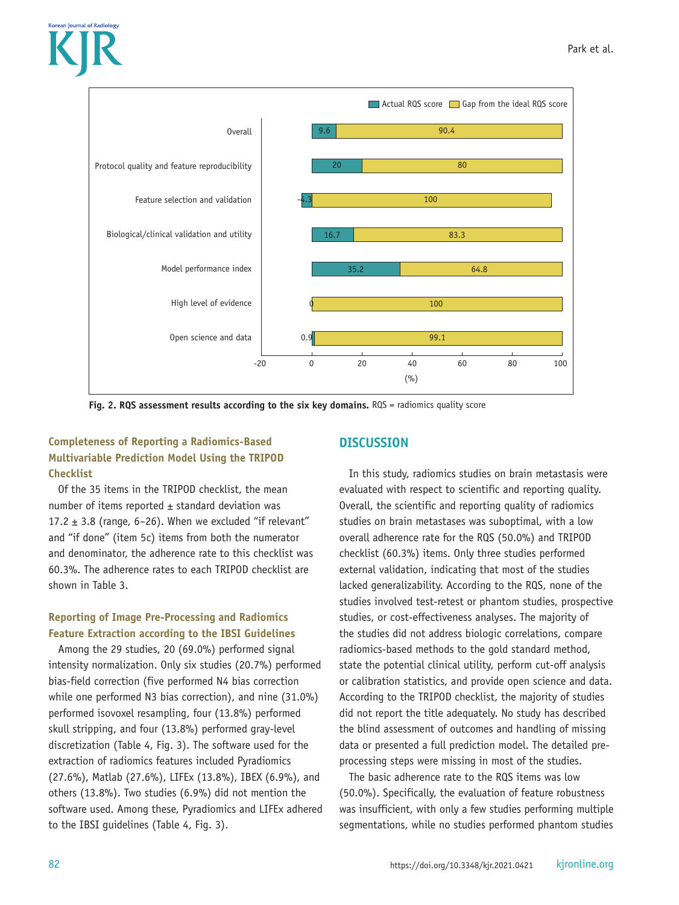**Fig. 2. RQS assessment results according to the six key domains.** RQS = radiomics quality score

### Completeness of Reporting a Radiomics-Based Multivariable Prediction Model Using the TRIPOD Checklist

Of the 35 items in the TRIPOD checklist, the mean number of items reported ± standard deviation was 17.2 ± 3.8 (range, 6–26). When we excluded "if relevant" and "if done" (item 5c) items from both the numerator and denominator, the adherence rate to this checklist was 60.3%. The adherence rates to each TRIPOD checklist are shown in Table 3.

### Reporting of Image Pre-Processing and Radiomics Feature Extraction according to the IBSI Guidelines

Among the 29 studies, 20 (69.0%) performed signal intensity normalization. Only six studies (20.7%) performed bias-field correction (five performed N4 bias correction while one performed N3 bias correction), and nine (31.0%) performed isovoxel resampling, four (13.8%) performed skull stripping, and four (13.8%) performed gray-level discretization (Table 4, Fig. 3). The software used for the extraction of radiomics features included Pyradiomics (27.6%), Matlab (27.6%), LIFEx (13.8%), IBEX (6.9%), and others (13.8%). Two studies (6.9%) did not mention the software used. Among these, Pyradiomics and LIFEx adhered to the IBSI guidelines (Table 4, Fig. 3).

## DISCUSSION

In this study, radiomics studies on brain metastasis were evaluated with respect to scientific and reporting quality. Overall, the scientific and reporting quality of radiomics studies on brain metastases was suboptimal, with a low overall adherence rate for the RQS (50.0%) and TRIPOD checklist (60.3%) items. Only three studies performed external validation, indicating that most of the studies lacked generalizability. According to the RQS, none of the studies involved test-retest or phantom studies, prospective studies, or cost-effectiveness analyses. The majority of the studies did not address biologic correlations, compare radiomics-based methods to the gold standard method, state the potential clinical utility, perform cut-off analysis or calibration statistics, and provide open science and data. According to the TRIPOD checklist, the majority of studies did not report the title adequately. No study has described the blind assessment of outcomes and handling of missing data or presented a full prediction model. The detailed pre-processing steps were missing in most of the studies.

The basic adherence rate to the RQS items was low (50.0%). Specifically, the evaluation of feature robustness was insufficient, with only a few studies performing multiple segmentations, while no studies performed phantom studies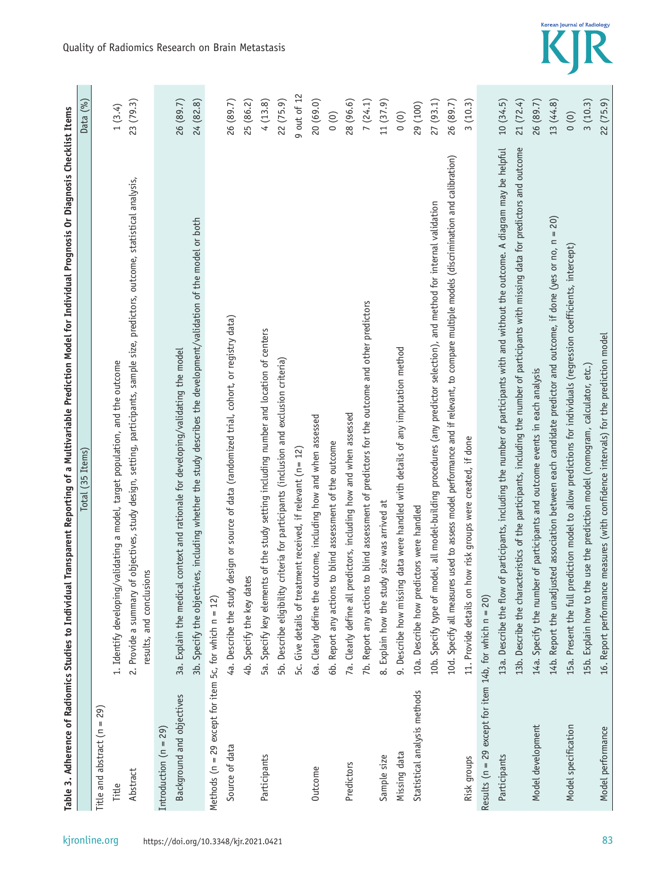**Table 3. Adherence of Radiomics Studies to Individual Transparent Reporting of a Multivariable Prediction Model for Individual Prognosis Or Diagnosis Checklist Items**

| | Total (35 Items) | Data (%) |
|---|---|---|
| Title and abstract (n = 29) | | |
| Title | 1. Identify developing/validating a model, target population, and the outcome | 1 (3.4) |
| Abstract | 2. Provide a summary of objectives, study design, setting, participants, sample size, predictors, outcome, statistical analysis, results, and conclusions | 23 (79.3) |
| Introduction (n = 29) | | |
| Background and objectives | 3a. Explain the medical context and rationale for developing/validating the model | 26 (89.7) |
| | 3b. Specify the objectives, including whether the study describes the development/validation of the model or both | 24 (82.8) |
| Methods (n = 29 except for item 5c, for which n = 12) | | |
| Source of data | 4a. Describe the study design or source of data (randomized trial, cohort, or registry data) | 26 (89.7) |
| | 4b. Specify the key dates | 25 (86.2) |
| Participants | 5a. Specify key elements of the study setting including number and location of centers | 4 (13.8) |
| | 5b. Describe eligibility criteria for participants (inclusion and exclusion criteria) | 22 (75.9) |
| | 5c. Give details of treatment received, if relevant (n= 12) | 9 out of 12 |
| Outcome | 6a. Clearly define the outcome, including how and when assessed | 20 (69.0) |
| | 6b. Report any actions to blind assessment of the outcome | 0 (0) |
| Predictors | 7a. Clearly define all predictors, including how and when assessed | 28 (96.6) |
| | 7b. Report any actions to blind assessment of predictors for the outcome and other predictors | 7 (24.1) |
| Sample size | 8. Explain how the study size was arrived at | 11 (37.9) |
| Missing data | 9. Describe how missing data were handled with details of any imputation method | 0 (0) |
| Statistical analysis methods | 10a. Describe how predictors were handled | 29 (100) |
| | 10b. Specify type of model, all model-building procedures (any predictor selection), and method for internal validation | 27 (93.1) |
| | 10d. Specify all measures used to assess model performance and if relevant, to compare multiple models (discrimination and calibration) | 26 (89.7) |
| Risk groups | 11. Provide details on how risk groups were created, if done | 3 (10.3) |
| Results (n = 29 except for item 14b, for which n = 20) | | |
| Participants | 13a. Describe the flow of participants, including the number of participants with and without the outcome. A diagram may be helpful | 10 (34.5) |
| | 13b. Describe the characteristics of the participants, including the number of participants with missing data for predictors and outcome | 21 (72.4) |
| Model development | 14a. Specify the number of participants and outcome events in each analysis | 26 (89.7) |
| | 14b. Report the unadjusted association between each candidate predictor and outcome, if done (yes or no, n = 20) | 13 (44.8) |
| Model specification | 15a. Present the full prediction model to allow predictions for individuals (regression coefficients, intercept) | 0 (0) |
| | 15b. Explain how to the use the prediction model (nomogram, calculator, etc.) | 3 (10.3) |
| Model performance | 16. Report performance measures (with confidence intervals) for the prediction model | 22 (75.9) |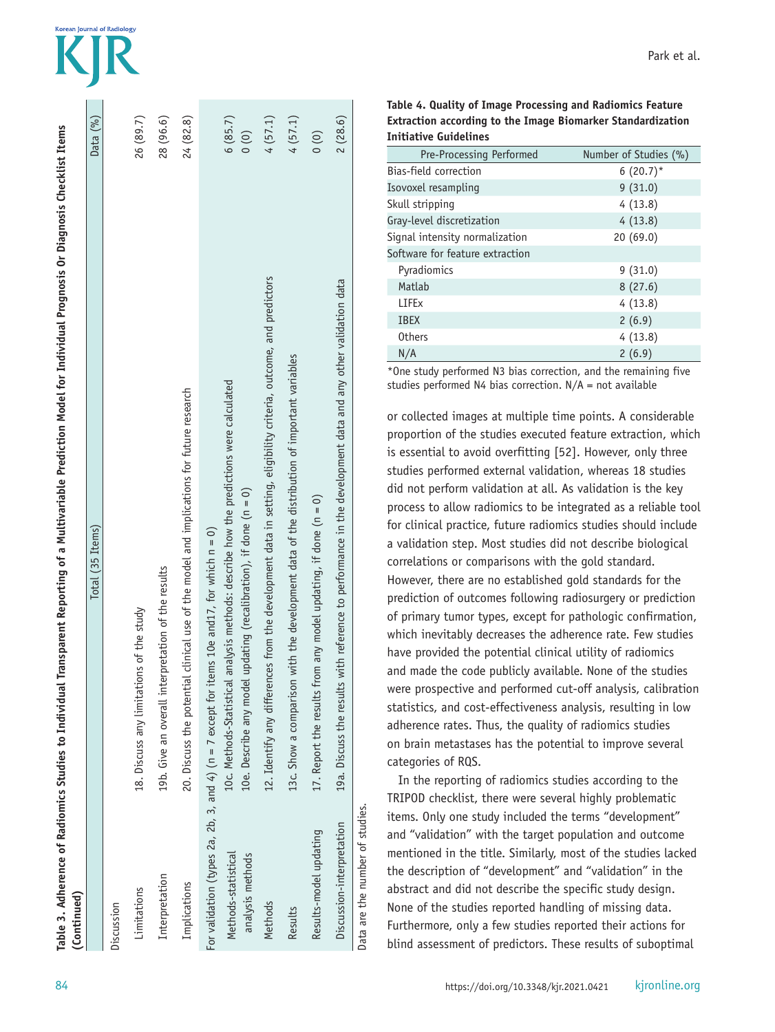**Table 3. Adherence of Radiomics Studies to Individual Transparent Reporting of a Multivariable Prediction Model for Individual Prognosis Or Diagnosis Checklist Items (Continued)**

| | Total (35 Items) | Data (%) |
|---|---|---|
| Discussion | | |
| Limitations | 18. Discuss any limitations of the study | 26 (89.7) |
| Interpretation | 19b. Give an overall interpretation of the results | 28 (96.6) |
| Implications | 20. Discuss the potential clinical use of the model and implications for future research | 24 (82.8) |
| For validation (types 2a, 2b, 3, and 4) (n = 7 except for items 10e and17, for which n = 0) | | |
| Methods-statistical analysis methods | 10c. Methods-Statistical analysis methods: describe how the predictions were calculated | 6 (85.7) |
| | 10e. Describe any model updating (recalibration), if done (n = 0) | 0 (0) |
| Methods | 12. Identify any differences from the development data in setting, eligibility criteria, outcome, and predictors | 4 (57.1) |
| Results | 13c. Show a comparison with the development data of the distribution of important variables | 4 (57.1) |
| Results-model updating | 17. Report the results from any model updating, if done (n = 0) | 0 (0) |
| Discussion-interpretation | 19a. Discuss the results with reference to performance in the development data and any other validation data | 2 (28.6) |

Data are the number of studies.

**Table 4. Quality of Image Processing and Radiomics Feature Extraction according to the Image Biomarker Standardization Initiative Guidelines**

| Pre-Processing Performed | Number of Studies (%) |
|---|---|
| Bias-field correction | 6 (20.7)* |
| Isovoxel resampling | 9 (31.0) |
| Skull stripping | 4 (13.8) |
| Gray-level discretization | 4 (13.8) |
| Signal intensity normalization | 20 (69.0) |
| Software for feature extraction | |
| Pyradiomics | 9 (31.0) |
| Matlab | 8 (27.6) |
| LIFEx | 4 (13.8) |
| IBEX | 2 (6.9) |
| Others | 4 (13.8) |
| N/A | 2 (6.9) |

*One study performed N3 bias correction, and the remaining five studies performed N4 bias correction. N/A = not available

or collected images at multiple time points. A considerable proportion of the studies executed feature extraction, which is essential to avoid overfitting [52]. However, only three studies performed external validation, whereas 18 studies did not perform validation at all. As validation is the key process to allow radiomics to be integrated as a reliable tool for clinical practice, future radiomics studies should include a validation step. Most studies did not describe biological correlations or comparisons with the gold standard. However, there are no established gold standards for the prediction of outcomes following radiosurgery or prediction of primary tumor types, except for pathologic confirmation, which inevitably decreases the adherence rate. Few studies have provided the potential clinical utility of radiomics and made the code publicly available. None of the studies were prospective and performed cut-off analysis, calibration statistics, and cost-effectiveness analysis, resulting in low adherence rates. Thus, the quality of radiomics studies on brain metastases has the potential to improve several categories of RQS.

In the reporting of radiomics studies according to the TRIPOD checklist, there were several highly problematic items. Only one study included the terms "development" and "validation" with the target population and outcome mentioned in the title. Similarly, most of the studies lacked the description of "development" and "validation" in the abstract and did not describe the specific study design. None of the studies reported handling of missing data. Furthermore, only a few studies reported their actions for blind assessment of predictors. These results of suboptimal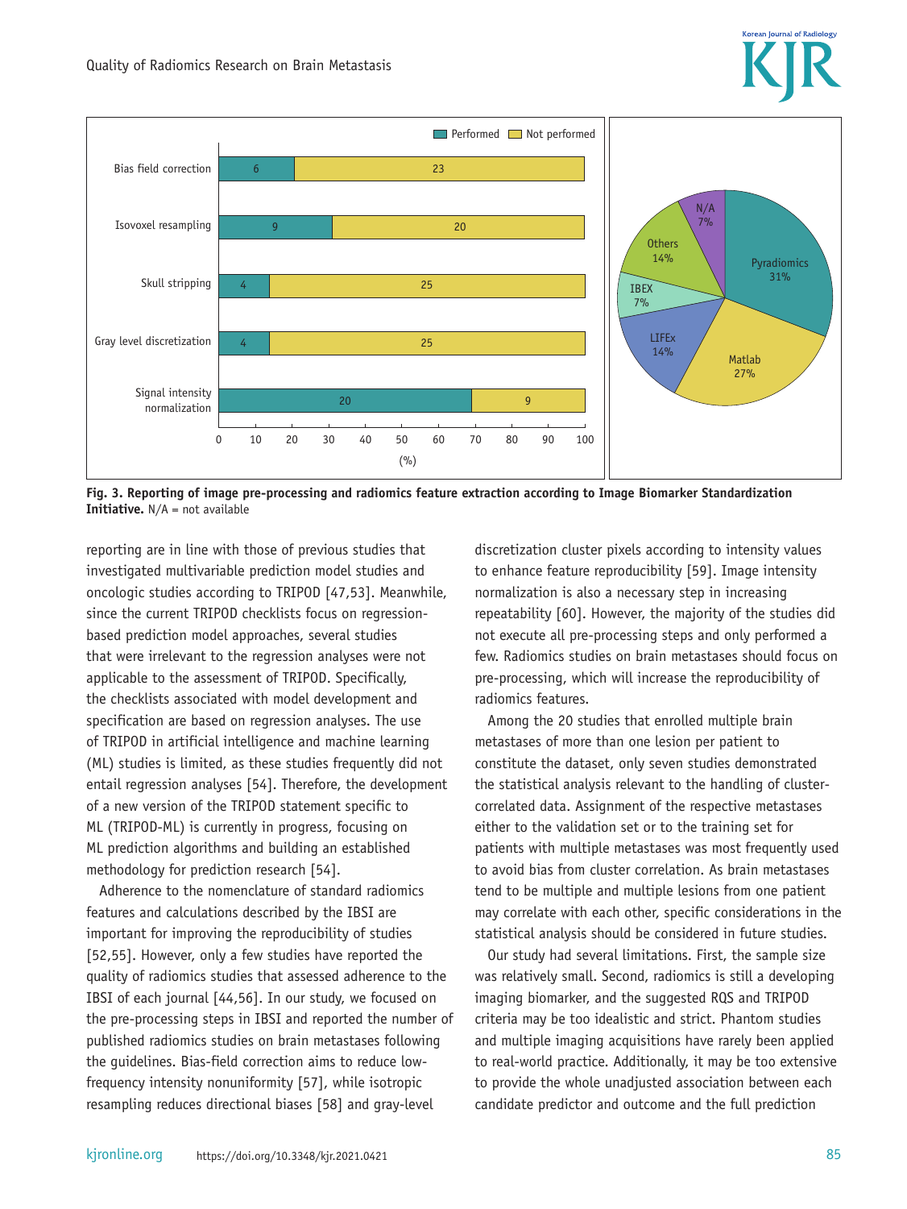Fig. 3. **Reporting of image pre-processing and radiomics feature extraction according to Image Biomarker Standardization Initiative.** N/A = not available

reporting are in line with those of previous studies that investigated multivariable prediction model studies and oncologic studies according to TRIPOD [47,53]. Meanwhile, since the current TRIPOD checklists focus on regression-based prediction model approaches, several studies that were irrelevant to the regression analyses were not applicable to the assessment of TRIPOD. Specifically, the checklists associated with model development and specification are based on regression analyses. The use of TRIPOD in artificial intelligence and machine learning (ML) studies is limited, as these studies frequently did not entail regression analyses [54]. Therefore, the development of a new version of the TRIPOD statement specific to ML (TRIPOD-ML) is currently in progress, focusing on ML prediction algorithms and building an established methodology for prediction research [54].

Adherence to the nomenclature of standard radiomics features and calculations described by the IBSI are important for improving the reproducibility of studies [52,55]. However, only a few studies have reported the quality of radiomics studies that assessed adherence to the IBSI of each journal [44,56]. In our study, we focused on the pre-processing steps in IBSI and reported the number of published radiomics studies on brain metastases following the guidelines. Bias-field correction aims to reduce low-frequency intensity nonuniformity [57], while isotropic resampling reduces directional biases [58] and gray-level discretization cluster pixels according to intensity values to enhance feature reproducibility [59]. Image intensity normalization is also a necessary step in increasing repeatability [60]. However, the majority of the studies did not execute all pre-processing steps and only performed a few. Radiomics studies on brain metastases should focus on pre-processing, which will increase the reproducibility of radiomics features.

Among the 20 studies that enrolled multiple brain metastases of more than one lesion per patient to constitute the dataset, only seven studies demonstrated the statistical analysis relevant to the handling of cluster-correlated data. Assignment of the respective metastases either to the validation set or to the training set for patients with multiple metastases was most frequently used to avoid bias from cluster correlation. As brain metastases tend to be multiple and multiple lesions from one patient may correlate with each other, specific considerations in the statistical analysis should be considered in future studies.

Our study had several limitations. First, the sample size was relatively small. Second, radiomics is still a developing imaging biomarker, and the suggested RQS and TRIPOD criteria may be too idealistic and strict. Phantom studies and multiple imaging acquisitions have rarely been applied to real-world practice. Additionally, it may be too extensive to provide the whole unadjusted association between each candidate predictor and outcome and the full prediction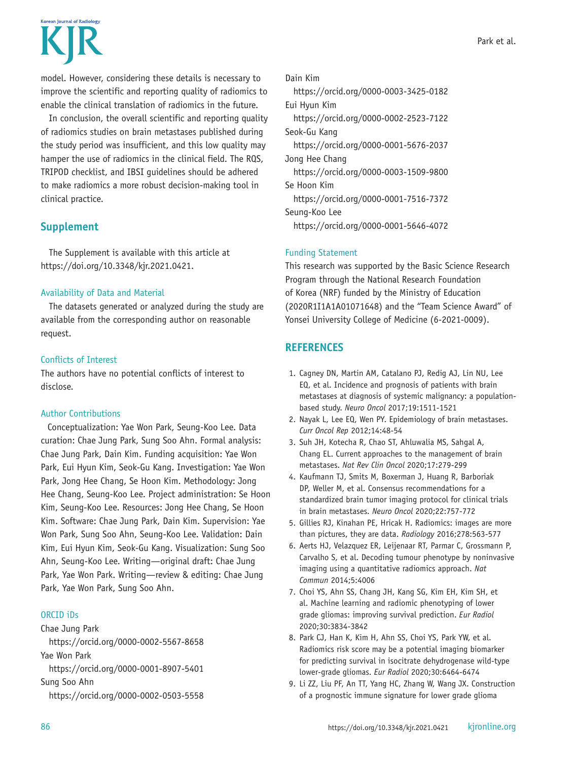model. However, considering these details is necessary to improve the scientific and reporting quality of radiomics to enable the clinical translation of radiomics in the future.

In conclusion, the overall scientific and reporting quality of radiomics studies on brain metastases published during the study period was insufficient, and this low quality may hamper the use of radiomics in the clinical field. The RQS, TRIPOD checklist, and IBSI guidelines should be adhered to make radiomics a more robust decision-making tool in clinical practice.

## Supplement

The Supplement is available with this article at https://doi.org/10.3348/kjr.2021.0421.

### Availability of Data and Material

The datasets generated or analyzed during the study are available from the corresponding author on reasonable request.

### Conflicts of Interest

The authors have no potential conflicts of interest to disclose.

### Author Contributions

Conceptualization: Yae Won Park, Seung-Koo Lee. Data curation: Chae Jung Park, Sung Soo Ahn. Formal analysis: Chae Jung Park, Dain Kim. Funding acquisition: Yae Won Park, Eui Hyun Kim, Seok-Gu Kang. Investigation: Yae Won Park, Jong Hee Chang, Se Hoon Kim. Methodology: Jong Hee Chang, Seung-Koo Lee. Project administration: Se Hoon Kim, Seung-Koo Lee. Resources: Jong Hee Chang, Se Hoon Kim. Software: Chae Jung Park, Dain Kim. Supervision: Yae Won Park, Sung Soo Ahn, Seung-Koo Lee. Validation: Dain Kim, Eui Hyun Kim, Seok-Gu Kang. Visualization: Sung Soo Ahn, Seung-Koo Lee. Writing—original draft: Chae Jung Park, Yae Won Park. Writing—review & editing: Chae Jung Park, Yae Won Park, Sung Soo Ahn.

### ORCID iDs

Chae Jung Park
https://orcid.org/0000-0002-5567-8658
Yae Won Park
https://orcid.org/0000-0001-8907-5401
Sung Soo Ahn
https://orcid.org/0000-0002-0503-5558
Dain Kim
https://orcid.org/0000-0003-3425-0182
Eui Hyun Kim
https://orcid.org/0000-0002-2523-7122
Seok-Gu Kang
https://orcid.org/0000-0001-5676-2037
Jong Hee Chang
https://orcid.org/0000-0003-1509-9800
Se Hoon Kim
https://orcid.org/0000-0001-7516-7372
Seung-Koo Lee
https://orcid.org/0000-0001-5646-4072

### Funding Statement

This research was supported by the Basic Science Research Program through the National Research Foundation of Korea (NRF) funded by the Ministry of Education (2020R1I1A1A01071648) and the "Team Science Award" of Yonsei University College of Medicine (6-2021-0009).

## REFERENCES

1. Cagney DN, Martin AM, Catalano PJ, Redig AJ, Lin NU, Lee EQ, et al. Incidence and prognosis of patients with brain metastases at diagnosis of systemic malignancy: a population-based study. *Neuro Oncol* 2017;19:1511-1521
2. Nayak L, Lee EQ, Wen PY. Epidemiology of brain metastases. *Curr Oncol Rep* 2012;14:48-54
3. Suh JH, Kotecha R, Chao ST, Ahluwalia MS, Sahgal A, Chang EL. Current approaches to the management of brain metastases. *Nat Rev Clin Oncol* 2020;17:279-299
4. Kaufmann TJ, Smits M, Boxerman J, Huang R, Barboriak DP, Weller M, et al. Consensus recommendations for a standardized brain tumor imaging protocol for clinical trials in brain metastases. *Neuro Oncol* 2020;22:757-772
5. Gillies RJ, Kinahan PE, Hricak H. Radiomics: images are more than pictures, they are data. *Radiology* 2016;278:563-577
6. Aerts HJ, Velazquez ER, Leijenaar RT, Parmar C, Grossmann P, Carvalho S, et al. Decoding tumour phenotype by noninvasive imaging using a quantitative radiomics approach. *Nat Commun* 2014;5:4006
7. Choi YS, Ahn SS, Chang JH, Kang SG, Kim EH, Kim SH, et al. Machine learning and radiomic phenotyping of lower grade gliomas: improving survival prediction. *Eur Radiol* 2020;30:3834-3842
8. Park CJ, Han K, Kim H, Ahn SS, Choi YS, Park YW, et al. Radiomics risk score may be a potential imaging biomarker for predicting survival in isocitrate dehydrogenase wild-type lower-grade gliomas. *Eur Radiol* 2020;30:6464-6474
9. Li ZZ, Liu PF, An TT, Yang HC, Zhang W, Wang JX. Construction of a prognostic immune signature for lower grade glioma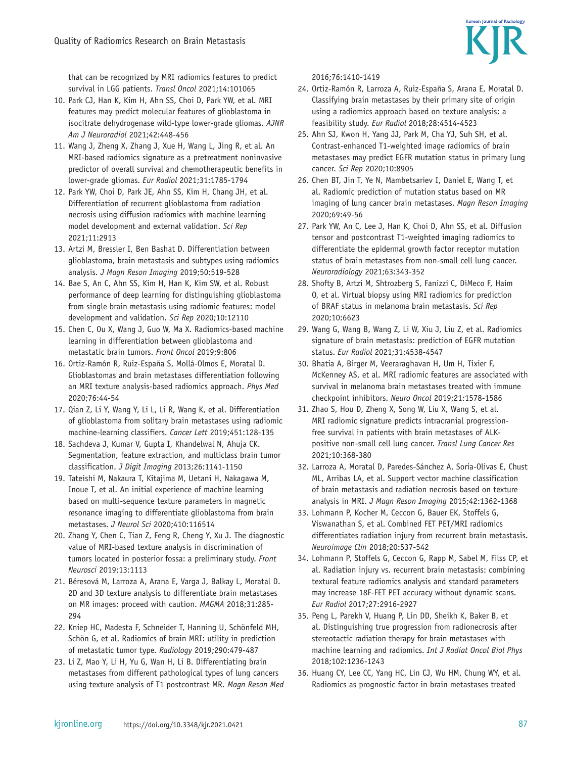that can be recognized by MRI radiomics features to predict survival in LGG patients. *Transl Oncol* 2021;14:101065

10. Park CJ, Han K, Kim H, Ahn SS, Choi D, Park YW, et al. MRI features may predict molecular features of glioblastoma in isocitrate dehydrogenase wild-type lower-grade gliomas. *AJNR Am J Neuroradiol* 2021;42:448-456
11. Wang J, Zheng X, Zhang J, Xue H, Wang L, Jing R, et al. An MRI-based radiomics signature as a pretreatment noninvasive predictor of overall survival and chemotherapeutic benefits in lower-grade gliomas. *Eur Radiol* 2021;31:1785-1794
12. Park YW, Choi D, Park JE, Ahn SS, Kim H, Chang JH, et al. Differentiation of recurrent glioblastoma from radiation necrosis using diffusion radiomics with machine learning model development and external validation. *Sci Rep* 2021;11:2913
13. Artzi M, Bressler I, Ben Bashat D. Differentiation between glioblastoma, brain metastasis and subtypes using radiomics analysis. *J Magn Reson Imaging* 2019;50:519-528
14. Bae S, An C, Ahn SS, Kim H, Han K, Kim SW, et al. Robust performance of deep learning for distinguishing glioblastoma from single brain metastasis using radiomic features: model development and validation. *Sci Rep* 2020;10:12110
15. Chen C, Ou X, Wang J, Guo W, Ma X. Radiomics-based machine learning in differentiation between glioblastoma and metastatic brain tumors. *Front Oncol* 2019;9:806
16. Ortiz-Ramón R, Ruiz-España S, Mollá-Olmos E, Moratal D. Glioblastomas and brain metastases differentiation following an MRI texture analysis-based radiomics approach. *Phys Med* 2020;76:44-54
17. Qian Z, Li Y, Wang Y, Li L, Li R, Wang K, et al. Differentiation of glioblastoma from solitary brain metastases using radiomic machine-learning classifiers. *Cancer Lett* 2019;451:128-135
18. Sachdeva J, Kumar V, Gupta I, Khandelwal N, Ahuja CK. Segmentation, feature extraction, and multiclass brain tumor classification. *J Digit Imaging* 2013;26:1141-1150
19. Tateishi M, Nakaura T, Kitajima M, Uetani H, Nakagawa M, Inoue T, et al. An initial experience of machine learning based on multi-sequence texture parameters in magnetic resonance imaging to differentiate glioblastoma from brain metastases. *J Neurol Sci* 2020;410:116514
20. Zhang Y, Chen C, Tian Z, Feng R, Cheng Y, Xu J. The diagnostic value of MRI-based texture analysis in discrimination of tumors located in posterior fossa: a preliminary study. *Front Neurosci* 2019;13:1113
21. Béresová M, Larroza A, Arana E, Varga J, Balkay L, Moratal D. 2D and 3D texture analysis to differentiate brain metastases on MR images: proceed with caution. *MAGMA* 2018;31:285-294
22. Kniep HC, Madesta F, Schneider T, Hanning U, Schönfeld MH, Schön G, et al. Radiomics of brain MRI: utility in prediction of metastatic tumor type. *Radiology* 2019;290:479-487
23. Li Z, Mao Y, Li H, Yu G, Wan H, Li B. Differentiating brain metastases from different pathological types of lung cancers using texture analysis of T1 postcontrast MR. *Magn Reson Med* 2016;76:1410-1419
24. Ortiz-Ramón R, Larroza A, Ruiz-España S, Arana E, Moratal D. Classifying brain metastases by their primary site of origin using a radiomics approach based on texture analysis: a feasibility study. *Eur Radiol* 2018;28:4514-4523
25. Ahn SJ, Kwon H, Yang JJ, Park M, Cha YJ, Suh SH, et al. Contrast-enhanced T1-weighted image radiomics of brain metastases may predict EGFR mutation status in primary lung cancer. *Sci Rep* 2020;10:8905
26. Chen BT, Jin T, Ye N, Mambetsariev I, Daniel E, Wang T, et al. Radiomic prediction of mutation status based on MR imaging of lung cancer brain metastases. *Magn Reson Imaging* 2020;69:49-56
27. Park YW, An C, Lee J, Han K, Choi D, Ahn SS, et al. Diffusion tensor and postcontrast T1-weighted imaging radiomics to differentiate the epidermal growth factor receptor mutation status of brain metastases from non-small cell lung cancer. *Neuroradiology* 2021;63:343-352
28. Shofty B, Artzi M, Shtrozberg S, Fanizzi C, DiMeco F, Haim O, et al. Virtual biopsy using MRI radiomics for prediction of BRAF status in melanoma brain metastasis. *Sci Rep* 2020;10:6623
29. Wang G, Wang B, Wang Z, Li W, Xiu J, Liu Z, et al. Radiomics signature of brain metastasis: prediction of EGFR mutation status. *Eur Radiol* 2021;31:4538-4547
30. Bhatia A, Birger M, Veeraraghavan H, Um H, Tixier F, McKenney AS, et al. MRI radiomic features are associated with survival in melanoma brain metastases treated with immune checkpoint inhibitors. *Neuro Oncol* 2019;21:1578-1586
31. Zhao S, Hou D, Zheng X, Song W, Liu X, Wang S, et al. MRI radiomic signature predicts intracranial progression-free survival in patients with brain metastases of ALK-positive non-small cell lung cancer. *Transl Lung Cancer Res* 2021;10:368-380
32. Larroza A, Moratal D, Paredes-Sánchez A, Soria-Olivas E, Chust ML, Arribas LA, et al. Support vector machine classification of brain metastasis and radiation necrosis based on texture analysis in MRI. *J Magn Reson Imaging* 2015;42:1362-1368
33. Lohmann P, Kocher M, Ceccon G, Bauer EK, Stoffels G, Viswanathan S, et al. Combined FET PET/MRI radiomics differentiates radiation injury from recurrent brain metastasis. *Neuroimage Clin* 2018;20:537-542
34. Lohmann P, Stoffels G, Ceccon G, Rapp M, Sabel M, Filss CP, et al. Radiation injury vs. recurrent brain metastasis: combining textural feature radiomics analysis and standard parameters may increase 18F-FET PET accuracy without dynamic scans. *Eur Radiol* 2017;27:2916-2927
35. Peng L, Parekh V, Huang P, Lin DD, Sheikh K, Baker B, et al. Distinguishing true progression from radionecrosis after stereotactic radiation therapy for brain metastases with machine learning and radiomics. *Int J Radiat Oncol Biol Phys* 2018;102:1236-1243
36. Huang CY, Lee CC, Yang HC, Lin CJ, Wu HM, Chung WY, et al. Radiomics as prognostic factor in brain metastases treated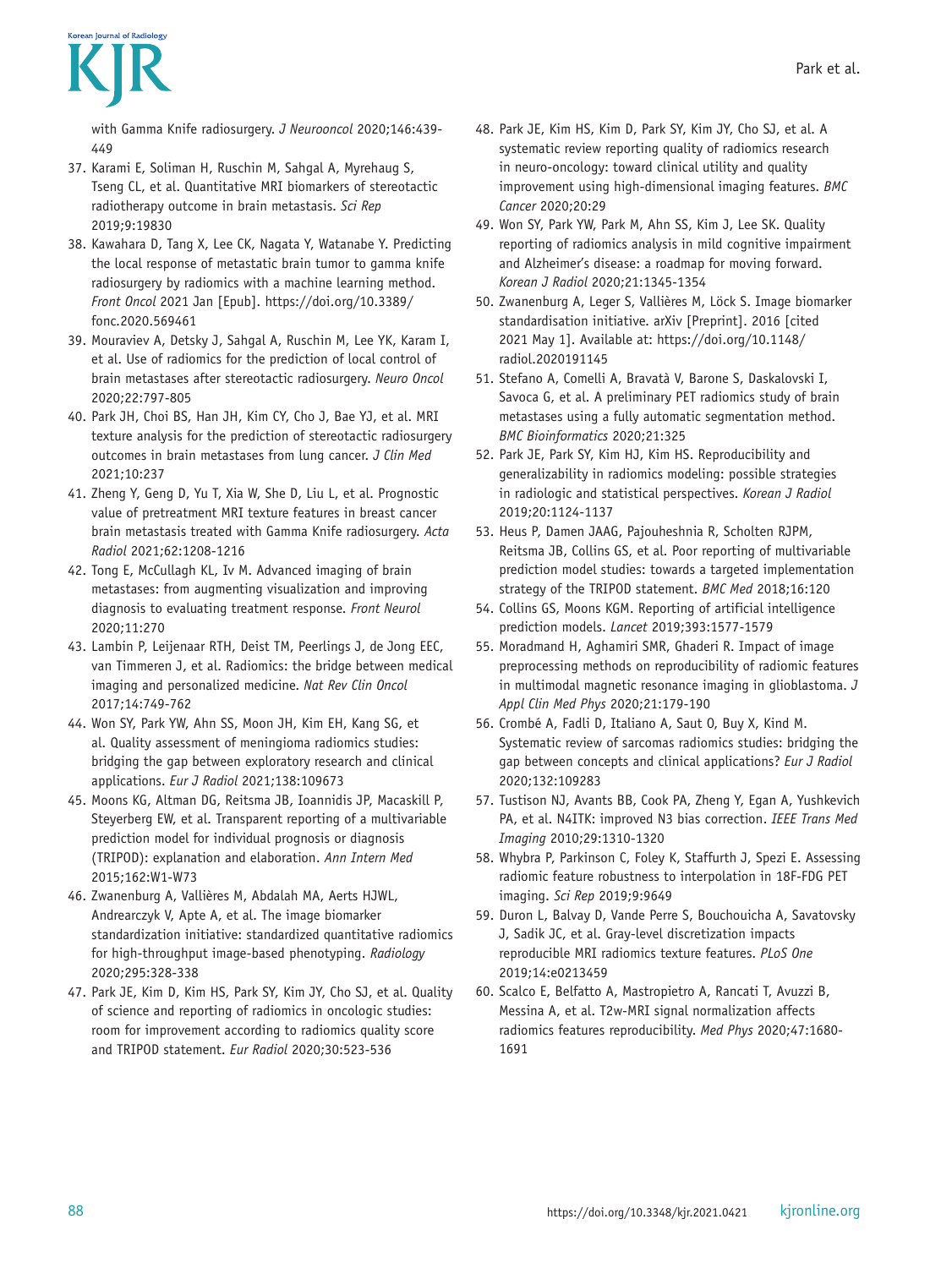with Gamma Knife radiosurgery. *J Neurooncol* 2020;146:439-449

37. Karami E, Soliman H, Ruschin M, Sahgal A, Myrehaug S, Tseng CL, et al. Quantitative MRI biomarkers of stereotactic radiotherapy outcome in brain metastasis. *Sci Rep* 2019;9:19830
38. Kawahara D, Tang X, Lee CK, Nagata Y, Watanabe Y. Predicting the local response of metastatic brain tumor to gamma knife radiosurgery by radiomics with a machine learning method. *Front Oncol* 2021 Jan [Epub]. https://doi.org/10.3389/fonc.2020.569461
39. Mouraviev A, Detsky J, Sahgal A, Ruschin M, Lee YK, Karam I, et al. Use of radiomics for the prediction of local control of brain metastases after stereotactic radiosurgery. *Neuro Oncol* 2020;22:797-805
40. Park JH, Choi BS, Han JH, Kim CY, Cho J, Bae YJ, et al. MRI texture analysis for the prediction of stereotactic radiosurgery outcomes in brain metastases from lung cancer. *J Clin Med* 2021;10:237
41. Zheng Y, Geng D, Yu T, Xia W, She D, Liu L, et al. Prognostic value of pretreatment MRI texture features in breast cancer brain metastasis treated with Gamma Knife radiosurgery. *Acta Radiol* 2021;62:1208-1216
42. Tong E, McCullagh KL, Iv M. Advanced imaging of brain metastases: from augmenting visualization and improving diagnosis to evaluating treatment response. *Front Neurol* 2020;11:270
43. Lambin P, Leijenaar RTH, Deist TM, Peerlings J, de Jong EEC, van Timmeren J, et al. Radiomics: the bridge between medical imaging and personalized medicine. *Nat Rev Clin Oncol* 2017;14:749-762
44. Won SY, Park YW, Ahn SS, Moon JH, Kim EH, Kang SG, et al. Quality assessment of meningioma radiomics studies: bridging the gap between exploratory research and clinical applications. *Eur J Radiol* 2021;138:109673
45. Moons KG, Altman DG, Reitsma JB, Ioannidis JP, Macaskill P, Steyerberg EW, et al. Transparent reporting of a multivariable prediction model for individual prognosis or diagnosis (TRIPOD): explanation and elaboration. *Ann Intern Med* 2015;162:W1-W73
46. Zwanenburg A, Vallières M, Abdalah MA, Aerts HJWL, Andrearczyk V, Apte A, et al. The image biomarker standardization initiative: standardized quantitative radiomics for high-throughput image-based phenotyping. *Radiology* 2020;295:328-338
47. Park JE, Kim D, Kim HS, Park SY, Kim JY, Cho SJ, et al. Quality of science and reporting of radiomics in oncologic studies: room for improvement according to radiomics quality score and TRIPOD statement. *Eur Radiol* 2020;30:523-536
48. Park JE, Kim HS, Kim D, Park SY, Kim JY, Cho SJ, et al. A systematic review reporting quality of radiomics research in neuro-oncology: toward clinical utility and quality improvement using high-dimensional imaging features. *BMC Cancer* 2020;20:29
49. Won SY, Park YW, Park M, Ahn SS, Kim J, Lee SK. Quality reporting of radiomics analysis in mild cognitive impairment and Alzheimer's disease: a roadmap for moving forward. *Korean J Radiol* 2020;21:1345-1354
50. Zwanenburg A, Leger S, Vallières M, Löck S. Image biomarker standardisation initiative. arXiv [Preprint]. 2016 [cited 2021 May 1]. Available at: https://doi.org/10.1148/radiol.2020191145
51. Stefano A, Comelli A, Bravatà V, Barone S, Daskalovski I, Savoca G, et al. A preliminary PET radiomics study of brain metastases using a fully automatic segmentation method. *BMC Bioinformatics* 2020;21:325
52. Park JE, Park SY, Kim HJ, Kim HS. Reproducibility and generalizability in radiomics modeling: possible strategies in radiologic and statistical perspectives. *Korean J Radiol* 2019;20:1124-1137
53. Heus P, Damen JAAG, Pajouheshnia R, Scholten RJPM, Reitsma JB, Collins GS, et al. Poor reporting of multivariable prediction model studies: towards a targeted implementation strategy of the TRIPOD statement. *BMC Med* 2018;16:120
54. Collins GS, Moons KGM. Reporting of artificial intelligence prediction models. *Lancet* 2019;393:1577-1579
55. Moradmand H, Aghamiri SMR, Ghaderi R. Impact of image preprocessing methods on reproducibility of radiomic features in multimodal magnetic resonance imaging in glioblastoma. *J Appl Clin Med Phys* 2020;21:179-190
56. Crombé A, Fadli D, Italiano A, Saut O, Buy X, Kind M. Systematic review of sarcomas radiomics studies: bridging the gap between concepts and clinical applications? *Eur J Radiol* 2020;132:109283
57. Tustison NJ, Avants BB, Cook PA, Zheng Y, Egan A, Yushkevich PA, et al. N4ITK: improved N3 bias correction. *IEEE Trans Med Imaging* 2010;29:1310-1320
58. Whybra P, Parkinson C, Foley K, Staffurth J, Spezi E. Assessing radiomic feature robustness to interpolation in 18F-FDG PET imaging. *Sci Rep* 2019;9:9649
59. Duron L, Balvay D, Vande Perre S, Bouchouicha A, Savatovsky J, Sadik JC, et al. Gray-level discretization impacts reproducible MRI radiomics texture features. *PLoS One* 2019;14:e0213459
60. Scalco E, Belfatto A, Mastropietro A, Rancati T, Avuzzi B, Messina A, et al. T2w-MRI signal normalization affects radiomics features reproducibility. *Med Phys* 2020;47:1680-1691